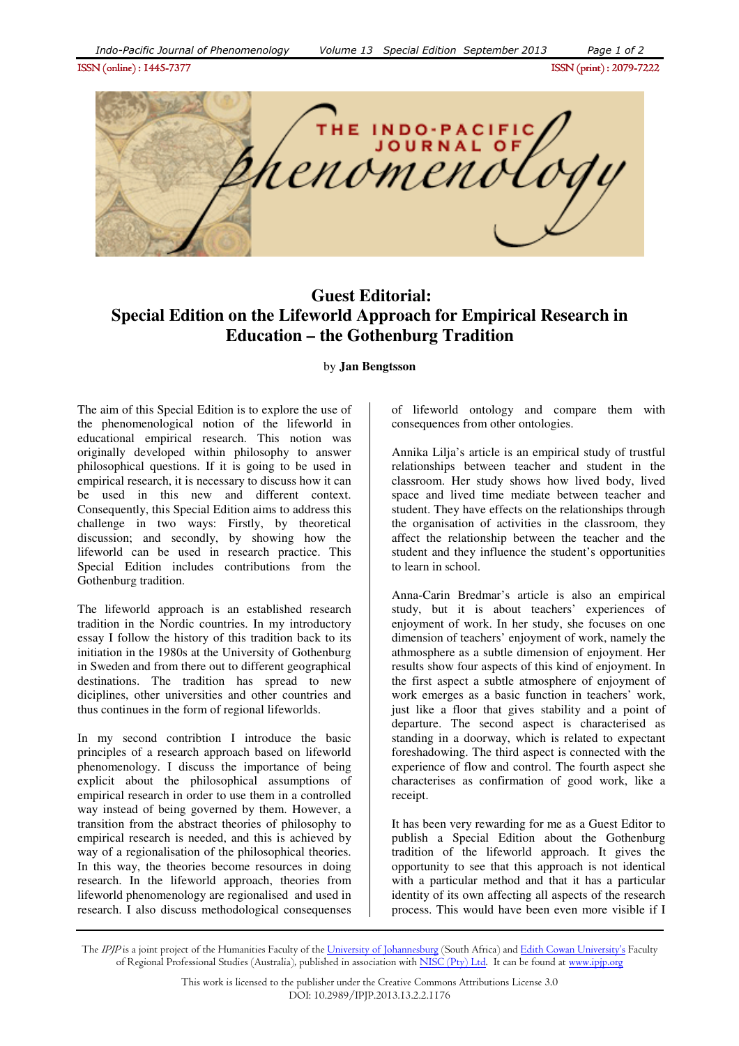# Guest Editorial: Special Edition on the Lifeworld Approach for Empirical Research in Education – the Gothenburg Tradition

by **Jan Bengtsson**

The aim of this Special Edition is to explore the use of the phenomenological notion of the lifeworld in educational empirical research. This notion was originally developed within philosophy to answer philosophical questions. If it is going to be used in empirical research, it is necessary to discuss how it can be used in this new and different context. Consequently, this Special Edition aims to address this challenge in two ways: Firstly, by theoretical discussion; and secondly, by showing how the lifeworld can be used in research practice. This Special Edition includes contributions from the Gothenburg tradition.

The lifeworld approach is an established research tradition in the Nordic countries. In my introductory essay I follow the history of this tradition back to its initiation in the 1980s at the University of Gothenburg in Sweden and from there out to different geographical destinations. The tradition has spread to new diciplines, other universities and other countries and thus continues in the form of regional lifeworlds.

In my second contribtion I introduce the basic principles of a research approach based on lifeworld phenomenology. I discuss the importance of being explicit about the philosophical assumptions of empirical research in order to use them in a controlled way instead of being governed by them. However, a transition from the abstract theories of philosophy to empirical research is needed, and this is achieved by way of a regionalisation of the philosophical theories. In this way, the theories become resources in doing research. In the lifeworld approach, theories from lifeworld phenomenology are regionalised and used in research. I also discuss methodological consequenses of lifeworld ontology and compare them with consequences from other ontologies.

Annika Lilja's article is an empirical study of trustful relationships between teacher and student in the classroom. Her study shows how lived body, lived space and lived time mediate between teacher and student. They have effects on the relationships through the organisation of activities in the classroom, they affect the relationship between the teacher and the student and they influence the student's opportunities to learn in school.

Anna-Carin Bredmar's article is also an empirical study, but it is about teachers' experiences of enjoyment of work. In her study, she focuses on one dimension of teachers' enjoyment of work, namely the athmosphere as a subtle dimension of enjoyment. Her results show four aspects of this kind of enjoyment. In the first aspect a subtle atmosphere of enjoyment of work emerges as a basic function in teachers' work, just like a floor that gives stability and a point of departure. The second aspect is characterised as standing in a doorway, which is related to expectant foreshadowing. The third aspect is connected with the experience of flow and control. The fourth aspect she characterises as confirmation of good work, like a receipt.

It has been very rewarding for me as a Guest Editor to publish a Special Edition about the Gothenburg tradition of the lifeworld approach. It gives the opportunity to see that this approach is not identical with a particular method and that it has a particular identity of its own affecting all aspects of the research process. This would have been even more visible if I

The *IPJP* is a joint project of the Humanities Faculty of the University of Johannesburg (South Africa) and Edith Cowan University's Faculty of Regional Professional Studies (Australia), published in association with NISC (Pty) Ltd. It can be found at www.ipjp.org

This work is licensed to the publisher under the Creative Commons Attributions License 3.0

DOI: 10.2989/IPJP.2013.13.2.2.1176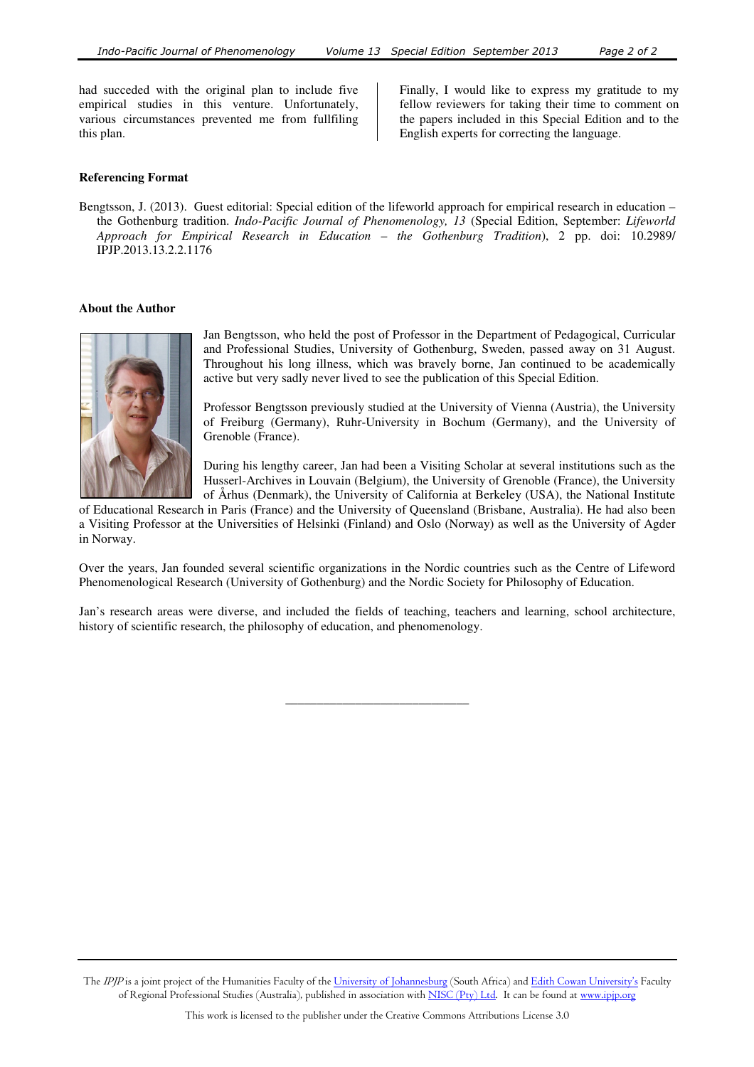had succeded with the original plan to include five empirical studies in this venture. Unfortunately, various circumstances prevented me from fullfiling this plan.

Finally, I would like to express my gratitude to my fellow reviewers for taking their time to comment on the papers included in this Special Edition and to the English experts for correcting the language.

**Referencing Format**

Bengtsson, J. (2013). Guest editorial: Special edition of the lifeworld approach for empirical research in education – the Gothenburg tradition. *Indo-Pacific Journal of Phenomenology, 13* (Special Edition, September: *Lifeworld Approach for Empirical Research in Education – the Gothenburg Tradition*), 2 pp. doi: 10.2989/ IPJP.2013.13.2.2.1176

**About the Author**

Jan Bengtsson, who held the post of Professor in the Department of Pedagogical, Curricular and Professional Studies, University of Gothenburg, Sweden, passed away on 31 August. Throughout his long illness, which was bravely borne, Jan continued to be academically active but very sadly never lived to see the publication of this Special Edition.

Professor Bengtsson previously studied at the University of Vienna (Austria), the University of Freiburg (Germany), Ruhr-University in Bochum (Germany), and the University of Grenoble (France).

During his lengthy career, Jan had been a Visiting Scholar at several institutions such as the Husserl-Archives in Louvain (Belgium), the University of Grenoble (France), the University of Århus (Denmark), the University of California at Berkeley (USA), the National Institute of Educational Research in Paris (France) and the University of Queensland (Brisbane, Australia). He had also been a Visiting Professor at the Universities of Helsinki (Finland) and Oslo (Norway) as well as the University of Agder in Norway.

Over the years, Jan founded several scientific organizations in the Nordic countries such as the Centre of Lifeword Phenomenological Research (University of Gothenburg) and the Nordic Society for Philosophy of Education.

Jan's research areas were diverse, and included the fields of teaching, teachers and learning, school architecture, history of scientific research, the philosophy of education, and phenomenology.

---

The *IPJP* is a joint project of the Humanities Faculty of the University of Johannesburg (South Africa) and Edith Cowan University's Faculty of Regional Professional Studies (Australia), published in association with NISC (Pty) Ltd. It can be found at www.ipjp.org

This work is licensed to the publisher under the Creative Commons Attributions License 3.0